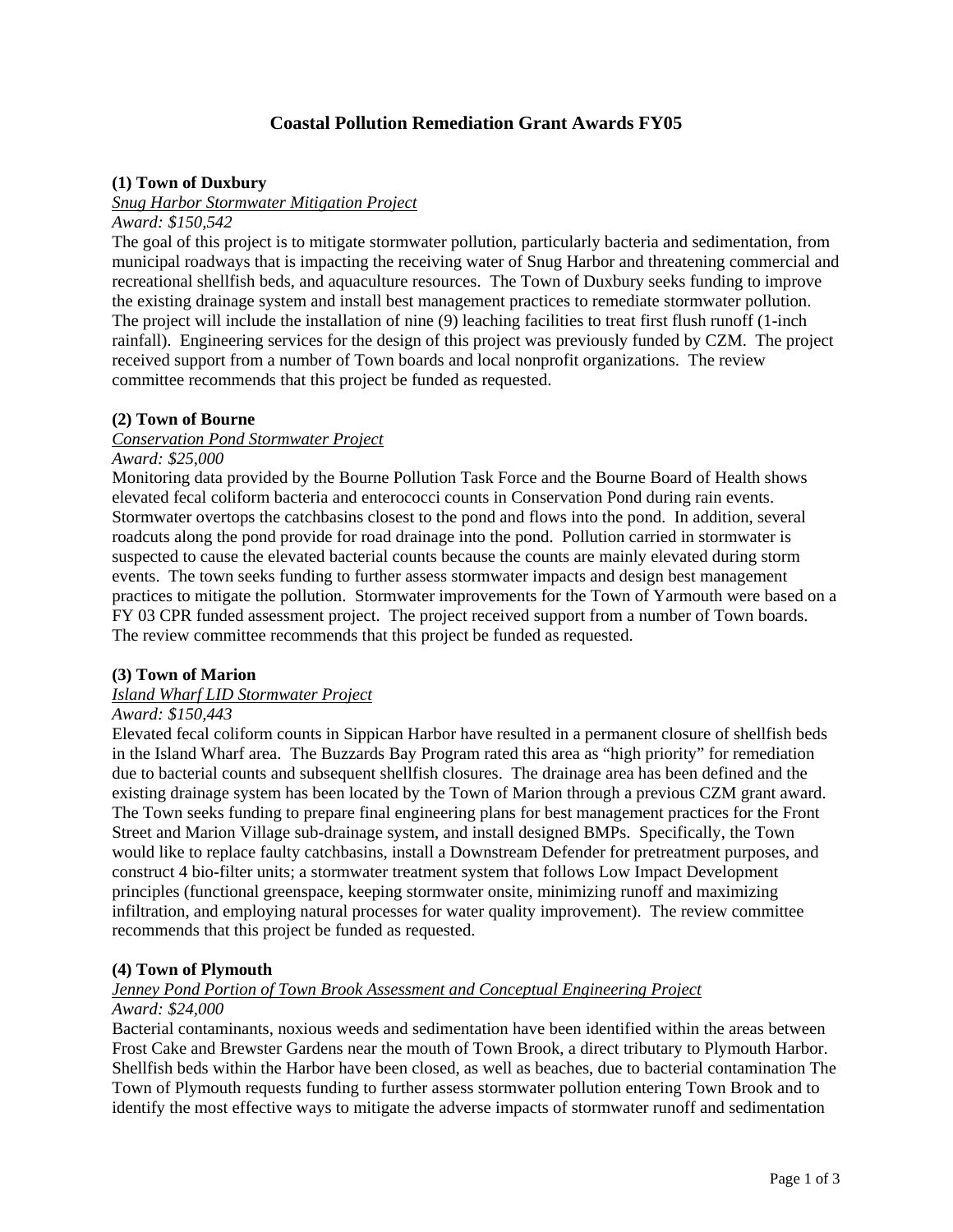# Coastal Pollution Remediation Grant Awards FY05

**(1) Town of Duxbury**

_Snug Harbor Stormwater Mitigation Project_

*Award: $150,542*

The goal of this project is to mitigate stormwater pollution, particularly bacteria and sedimentation, from municipal roadways that is impacting the receiving water of Snug Harbor and threatening commercial and recreational shellfish beds, and aquaculture resources. The Town of Duxbury seeks funding to improve the existing drainage system and install best management practices to remediate stormwater pollution. The project will include the installation of nine (9) leaching facilities to treat first flush runoff (1-inch rainfall). Engineering services for the design of this project was previously funded by CZM. The project received support from a number of Town boards and local nonprofit organizations. The review committee recommends that this project be funded as requested.

**(2) Town of Bourne**

_Conservation Pond Stormwater Project_

*Award: $25,000*

Monitoring data provided by the Bourne Pollution Task Force and the Bourne Board of Health shows elevated fecal coliform bacteria and enterococci counts in Conservation Pond during rain events. Stormwater overtops the catchbasins closest to the pond and flows into the pond. In addition, several roadcuts along the pond provide for road drainage into the pond. Pollution carried in stormwater is suspected to cause the elevated bacterial counts because the counts are mainly elevated during storm events. The town seeks funding to further assess stormwater impacts and design best management practices to mitigate the pollution. Stormwater improvements for the Town of Yarmouth were based on a FY 03 CPR funded assessment project. The project received support from a number of Town boards. The review committee recommends that this project be funded as requested.

**(3) Town of Marion**

_Island Wharf LID Stormwater Project_

*Award: $150,443*

Elevated fecal coliform counts in Sippican Harbor have resulted in a permanent closure of shellfish beds in the Island Wharf area. The Buzzards Bay Program rated this area as "high priority" for remediation due to bacterial counts and subsequent shellfish closures. The drainage area has been defined and the existing drainage system has been located by the Town of Marion through a previous CZM grant award. The Town seeks funding to prepare final engineering plans for best management practices for the Front Street and Marion Village sub-drainage system, and install designed BMPs. Specifically, the Town would like to replace faulty catchbasins, install a Downstream Defender for pretreatment purposes, and construct 4 bio-filter units; a stormwater treatment system that follows Low Impact Development principles (functional greenspace, keeping stormwater onsite, minimizing runoff and maximizing infiltration, and employing natural processes for water quality improvement). The review committee recommends that this project be funded as requested.

**(4) Town of Plymouth**

_Jenney Pond Portion of Town Brook Assessment and Conceptual Engineering Project_

*Award: $24,000*

Bacterial contaminants, noxious weeds and sedimentation have been identified within the areas between Frost Cake and Brewster Gardens near the mouth of Town Brook, a direct tributary to Plymouth Harbor. Shellfish beds within the Harbor have been closed, as well as beaches, due to bacterial contamination The Town of Plymouth requests funding to further assess stormwater pollution entering Town Brook and to identify the most effective ways to mitigate the adverse impacts of stormwater runoff and sedimentation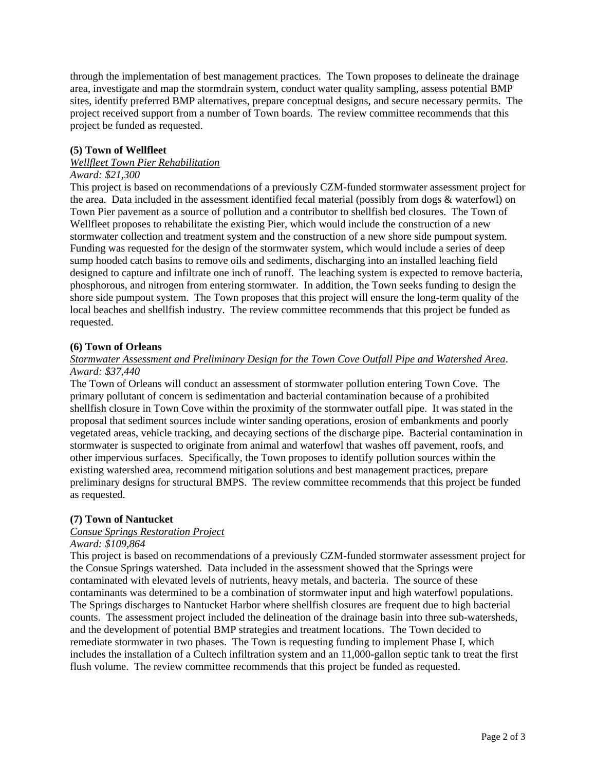through the implementation of best management practices. The Town proposes to delineate the drainage area, investigate and map the stormdrain system, conduct water quality sampling, assess potential BMP sites, identify preferred BMP alternatives, prepare conceptual designs, and secure necessary permits. The project received support from a number of Town boards. The review committee recommends that this project be funded as requested.

**(5) Town of Wellfleet**

*Wellfleet Town Pier Rehabilitation*

*Award: $21,300*

This project is based on recommendations of a previously CZM-funded stormwater assessment project for the area. Data included in the assessment identified fecal material (possibly from dogs & waterfowl) on Town Pier pavement as a source of pollution and a contributor to shellfish bed closures. The Town of Wellfleet proposes to rehabilitate the existing Pier, which would include the construction of a new stormwater collection and treatment system and the construction of a new shore side pumpout system. Funding was requested for the design of the stormwater system, which would include a series of deep sump hooded catch basins to remove oils and sediments, discharging into an installed leaching field designed to capture and infiltrate one inch of runoff. The leaching system is expected to remove bacteria, phosphorous, and nitrogen from entering stormwater. In addition, the Town seeks funding to design the shore side pumpout system. The Town proposes that this project will ensure the long-term quality of the local beaches and shellfish industry. The review committee recommends that this project be funded as requested.

**(6) Town of Orleans**

*Stormwater Assessment and Preliminary Design for the Town Cove Outfall Pipe and Watershed Area.*

*Award: $37,440*

The Town of Orleans will conduct an assessment of stormwater pollution entering Town Cove. The primary pollutant of concern is sedimentation and bacterial contamination because of a prohibited shellfish closure in Town Cove within the proximity of the stormwater outfall pipe. It was stated in the proposal that sediment sources include winter sanding operations, erosion of embankments and poorly vegetated areas, vehicle tracking, and decaying sections of the discharge pipe. Bacterial contamination in stormwater is suspected to originate from animal and waterfowl that washes off pavement, roofs, and other impervious surfaces. Specifically, the Town proposes to identify pollution sources within the existing watershed area, recommend mitigation solutions and best management practices, prepare preliminary designs for structural BMPS. The review committee recommends that this project be funded as requested.

**(7) Town of Nantucket**

*Consue Springs Restoration Project*

*Award: $109,864*

This project is based on recommendations of a previously CZM-funded stormwater assessment project for the Consue Springs watershed. Data included in the assessment showed that the Springs were contaminated with elevated levels of nutrients, heavy metals, and bacteria. The source of these contaminants was determined to be a combination of stormwater input and high waterfowl populations. The Springs discharges to Nantucket Harbor where shellfish closures are frequent due to high bacterial counts. The assessment project included the delineation of the drainage basin into three sub-watersheds, and the development of potential BMP strategies and treatment locations. The Town decided to remediate stormwater in two phases. The Town is requesting funding to implement Phase I, which includes the installation of a Cultech infiltration system and an 11,000-gallon septic tank to treat the first flush volume. The review committee recommends that this project be funded as requested.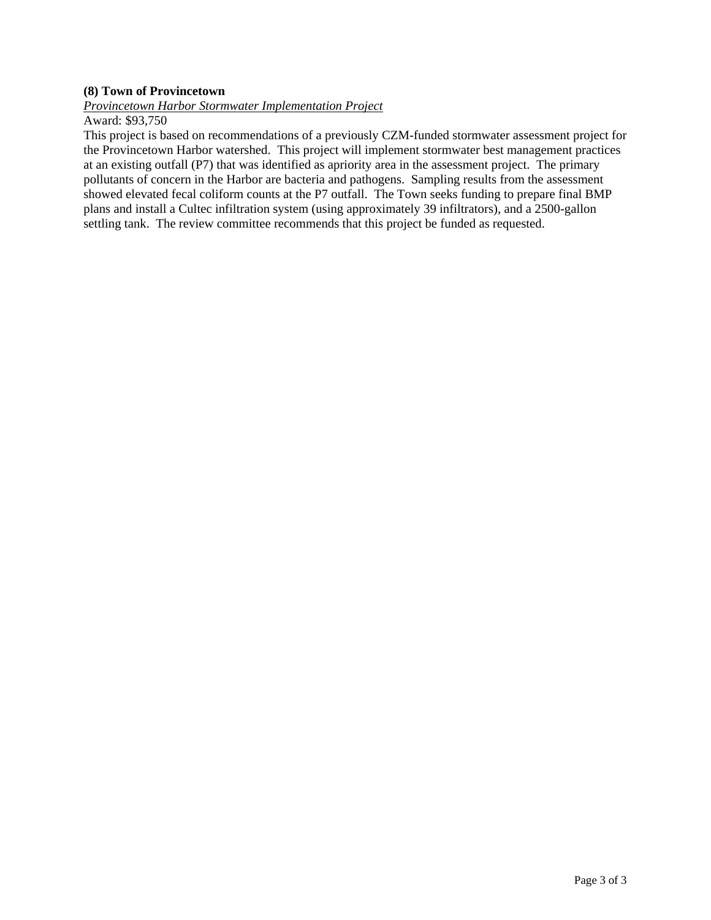**(8) Town of Provincetown**

*Provincetown Harbor Stormwater Implementation Project*

Award: $93,750

This project is based on recommendations of a previously CZM-funded stormwater assessment project for the Provincetown Harbor watershed. This project will implement stormwater best management practices at an existing outfall (P7) that was identified as apriority area in the assessment project. The primary pollutants of concern in the Harbor are bacteria and pathogens. Sampling results from the assessment showed elevated fecal coliform counts at the P7 outfall. The Town seeks funding to prepare final BMP plans and install a Cultec infiltration system (using approximately 39 infiltrators), and a 2500-gallon settling tank. The review committee recommends that this project be funded as requested.